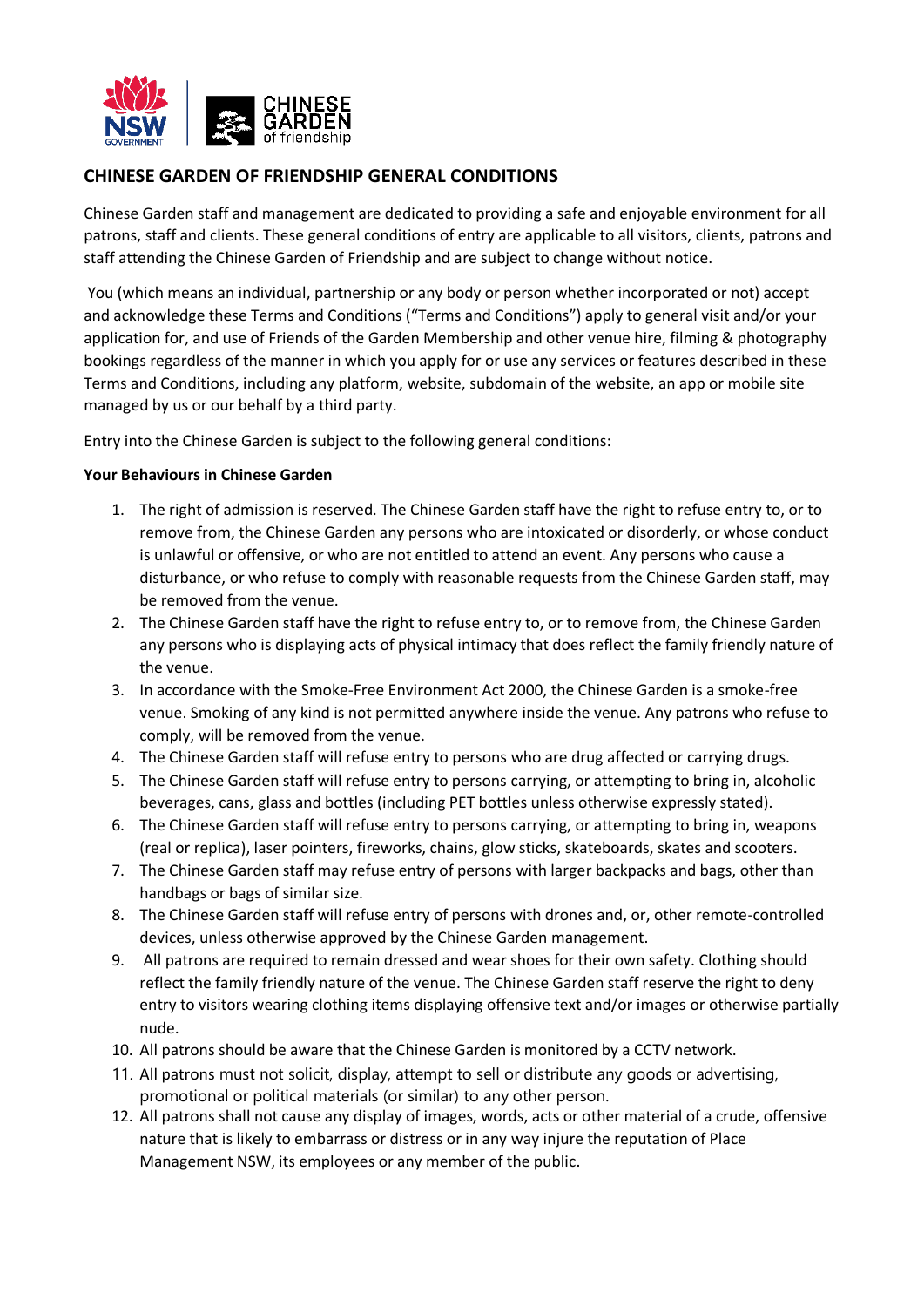## CHINESE GARDEN OF FRIENDSHIP GENERAL CONDITIONS

Chinese Garden staff and management are dedicated to providing a safe and enjoyable environment for all patrons, staff and clients. These general conditions of entry are applicable to all visitors, clients, patrons and staff attending the Chinese Garden of Friendship and are subject to change without notice.

You (which means an individual, partnership or any body or person whether incorporated or not) accept and acknowledge these Terms and Conditions ("Terms and Conditions") apply to general visit and/or your application for, and use of Friends of the Garden Membership and other venue hire, filming & photography bookings regardless of the manner in which you apply for or use any services or features described in these Terms and Conditions, including any platform, website, subdomain of the website, an app or mobile site managed by us or our behalf by a third party.

Entry into the Chinese Garden is subject to the following general conditions:

**Your Behaviours in Chinese Garden**

1. The right of admission is reserved. The Chinese Garden staff have the right to refuse entry to, or to remove from, the Chinese Garden any persons who are intoxicated or disorderly, or whose conduct is unlawful or offensive, or who are not entitled to attend an event. Any persons who cause a disturbance, or who refuse to comply with reasonable requests from the Chinese Garden staff, may be removed from the venue.
2. The Chinese Garden staff have the right to refuse entry to, or to remove from, the Chinese Garden any persons who is displaying acts of physical intimacy that does reflect the family friendly nature of the venue.
3. In accordance with the Smoke-Free Environment Act 2000, the Chinese Garden is a smoke-free venue. Smoking of any kind is not permitted anywhere inside the venue. Any patrons who refuse to comply, will be removed from the venue.
4. The Chinese Garden staff will refuse entry to persons who are drug affected or carrying drugs.
5. The Chinese Garden staff will refuse entry to persons carrying, or attempting to bring in, alcoholic beverages, cans, glass and bottles (including PET bottles unless otherwise expressly stated).
6. The Chinese Garden staff will refuse entry to persons carrying, or attempting to bring in, weapons (real or replica), laser pointers, fireworks, chains, glow sticks, skateboards, skates and scooters.
7. The Chinese Garden staff may refuse entry of persons with larger backpacks and bags, other than handbags or bags of similar size.
8. The Chinese Garden staff will refuse entry of persons with drones and, or, other remote-controlled devices, unless otherwise approved by the Chinese Garden management.
9. All patrons are required to remain dressed and wear shoes for their own safety. Clothing should reflect the family friendly nature of the venue. The Chinese Garden staff reserve the right to deny entry to visitors wearing clothing items displaying offensive text and/or images or otherwise partially nude.
10. All patrons should be aware that the Chinese Garden is monitored by a CCTV network.
11. All patrons must not solicit, display, attempt to sell or distribute any goods or advertising, promotional or political materials (or similar) to any other person.
12. All patrons shall not cause any display of images, words, acts or other material of a crude, offensive nature that is likely to embarrass or distress or in any way injure the reputation of Place Management NSW, its employees or any member of the public.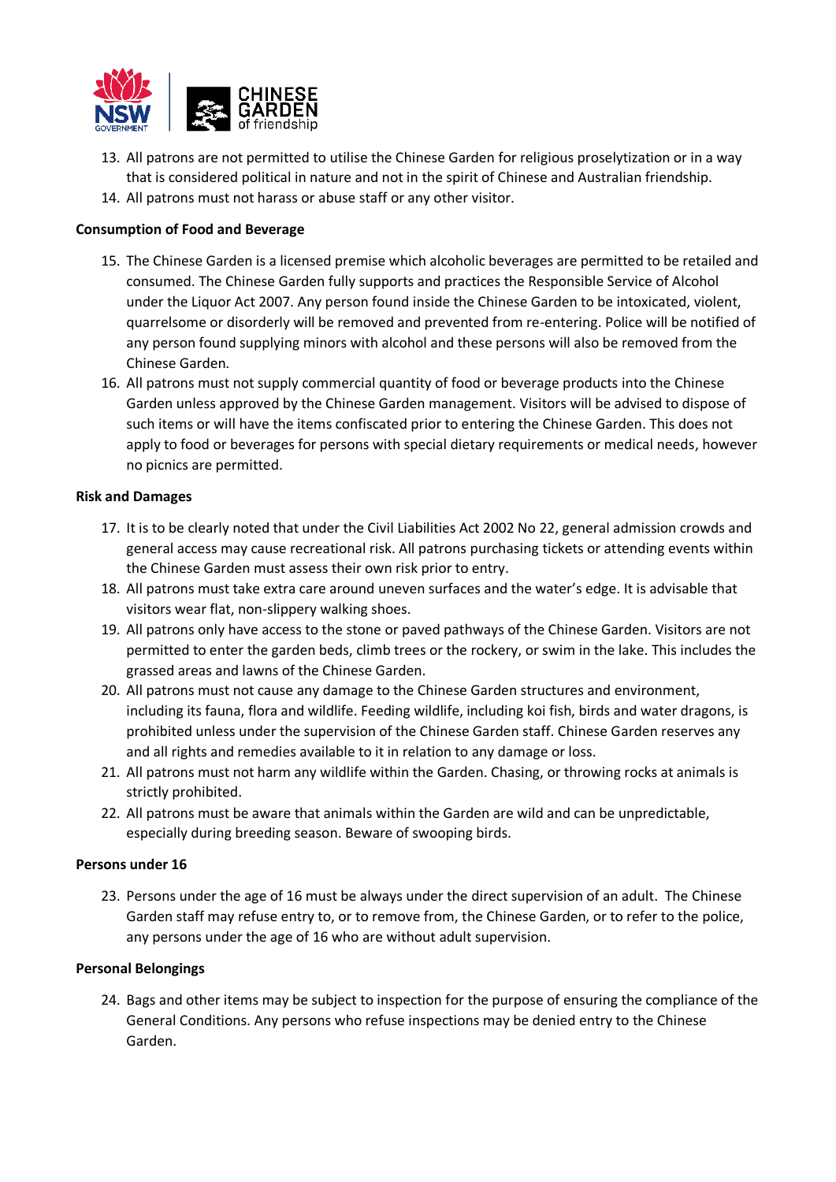13. All patrons are not permitted to utilise the Chinese Garden for religious proselytization or in a way that is considered political in nature and not in the spirit of Chinese and Australian friendship.
14. All patrons must not harass or abuse staff or any other visitor.

**Consumption of Food and Beverage**

15. The Chinese Garden is a licensed premise which alcoholic beverages are permitted to be retailed and consumed. The Chinese Garden fully supports and practices the Responsible Service of Alcohol under the Liquor Act 2007. Any person found inside the Chinese Garden to be intoxicated, violent, quarrelsome or disorderly will be removed and prevented from re-entering. Police will be notified of any person found supplying minors with alcohol and these persons will also be removed from the Chinese Garden.
16. All patrons must not supply commercial quantity of food or beverage products into the Chinese Garden unless approved by the Chinese Garden management. Visitors will be advised to dispose of such items or will have the items confiscated prior to entering the Chinese Garden. This does not apply to food or beverages for persons with special dietary requirements or medical needs, however no picnics are permitted.

**Risk and Damages**

17. It is to be clearly noted that under the Civil Liabilities Act 2002 No 22, general admission crowds and general access may cause recreational risk. All patrons purchasing tickets or attending events within the Chinese Garden must assess their own risk prior to entry.
18. All patrons must take extra care around uneven surfaces and the water's edge. It is advisable that visitors wear flat, non-slippery walking shoes.
19. All patrons only have access to the stone or paved pathways of the Chinese Garden. Visitors are not permitted to enter the garden beds, climb trees or the rockery, or swim in the lake. This includes the grassed areas and lawns of the Chinese Garden.
20. All patrons must not cause any damage to the Chinese Garden structures and environment, including its fauna, flora and wildlife. Feeding wildlife, including koi fish, birds and water dragons, is prohibited unless under the supervision of the Chinese Garden staff. Chinese Garden reserves any and all rights and remedies available to it in relation to any damage or loss.
21. All patrons must not harm any wildlife within the Garden. Chasing, or throwing rocks at animals is strictly prohibited.
22. All patrons must be aware that animals within the Garden are wild and can be unpredictable, especially during breeding season. Beware of swooping birds.

**Persons under 16**

23. Persons under the age of 16 must be always under the direct supervision of an adult. The Chinese Garden staff may refuse entry to, or to remove from, the Chinese Garden, or to refer to the police, any persons under the age of 16 who are without adult supervision.

**Personal Belongings**

24. Bags and other items may be subject to inspection for the purpose of ensuring the compliance of the General Conditions. Any persons who refuse inspections may be denied entry to the Chinese Garden.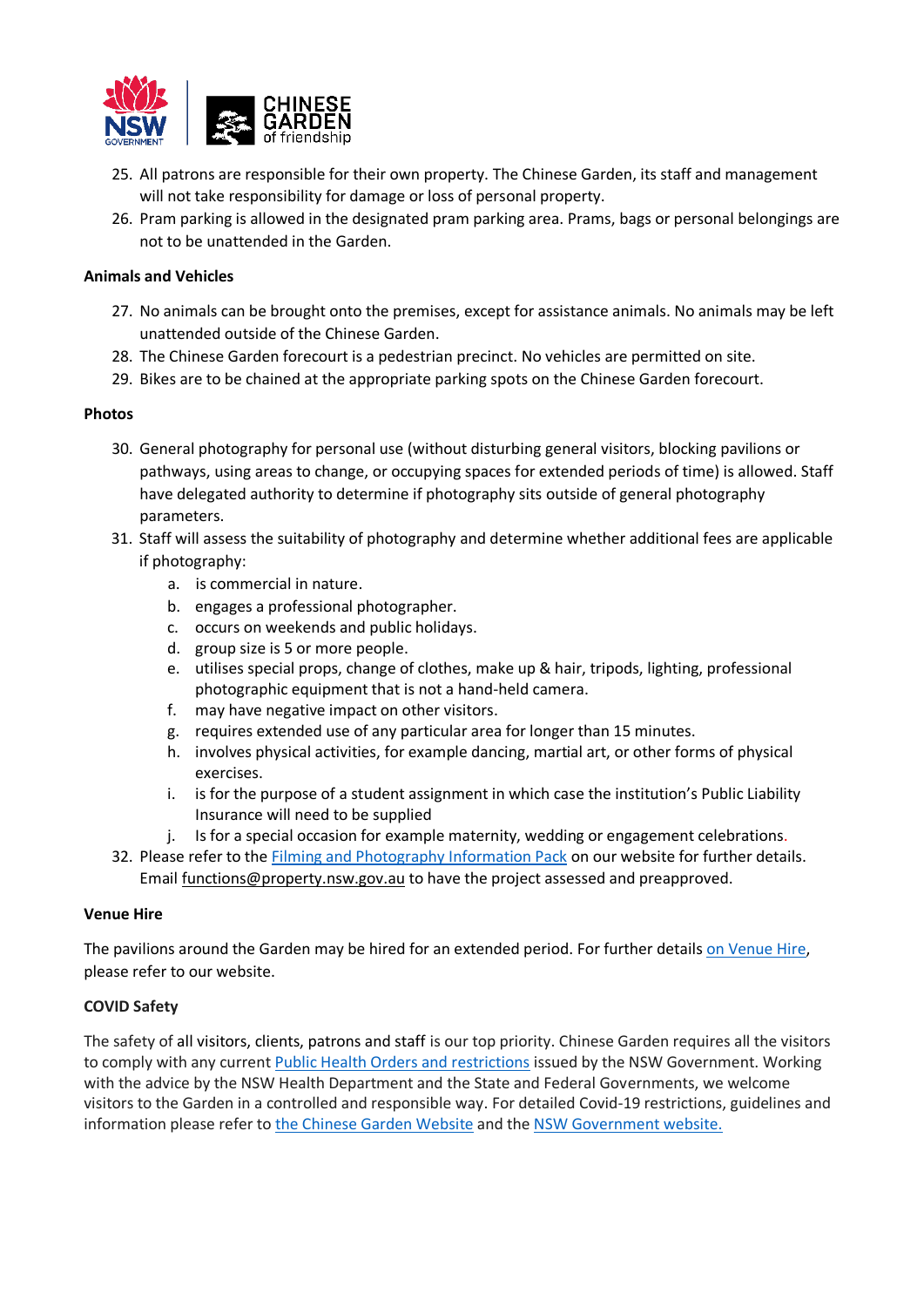25. All patrons are responsible for their own property. The Chinese Garden, its staff and management will not take responsibility for damage or loss of personal property.
26. Pram parking is allowed in the designated pram parking area. Prams, bags or personal belongings are not to be unattended in the Garden.

**Animals and Vehicles**

27. No animals can be brought onto the premises, except for assistance animals. No animals may be left unattended outside of the Chinese Garden.
28. The Chinese Garden forecourt is a pedestrian precinct. No vehicles are permitted on site.
29. Bikes are to be chained at the appropriate parking spots on the Chinese Garden forecourt.

**Photos**

30. General photography for personal use (without disturbing general visitors, blocking pavilions or pathways, using areas to change, or occupying spaces for extended periods of time) is allowed. Staff have delegated authority to determine if photography sits outside of general photography parameters.
31. Staff will assess the suitability of photography and determine whether additional fees are applicable if photography:
    a. is commercial in nature.
    b. engages a professional photographer.
    c. occurs on weekends and public holidays.
    d. group size is 5 or more people.
    e. utilises special props, change of clothes, make up & hair, tripods, lighting, professional photographic equipment that is not a hand-held camera.
    f. may have negative impact on other visitors.
    g. requires extended use of any particular area for longer than 15 minutes.
    h. involves physical activities, for example dancing, martial art, or other forms of physical exercises.
    i. is for the purpose of a student assignment in which case the institution's Public Liability Insurance will need to be supplied
    j. Is for a special occasion for example maternity, wedding or engagement celebrations.
32. Please refer to the Filming and Photography Information Pack on our website for further details. Email functions@property.nsw.gov.au to have the project assessed and preapproved.

**Venue Hire**

The pavilions around the Garden may be hired for an extended period. For further details on Venue Hire, please refer to our website.

**COVID Safety**

The safety of all visitors, clients, patrons and staff is our top priority. Chinese Garden requires all the visitors to comply with any current Public Health Orders and restrictions issued by the NSW Government. Working with the advice by the NSW Health Department and the State and Federal Governments, we welcome visitors to the Garden in a controlled and responsible way. For detailed Covid-19 restrictions, guidelines and information please refer to the Chinese Garden Website and the NSW Government website.